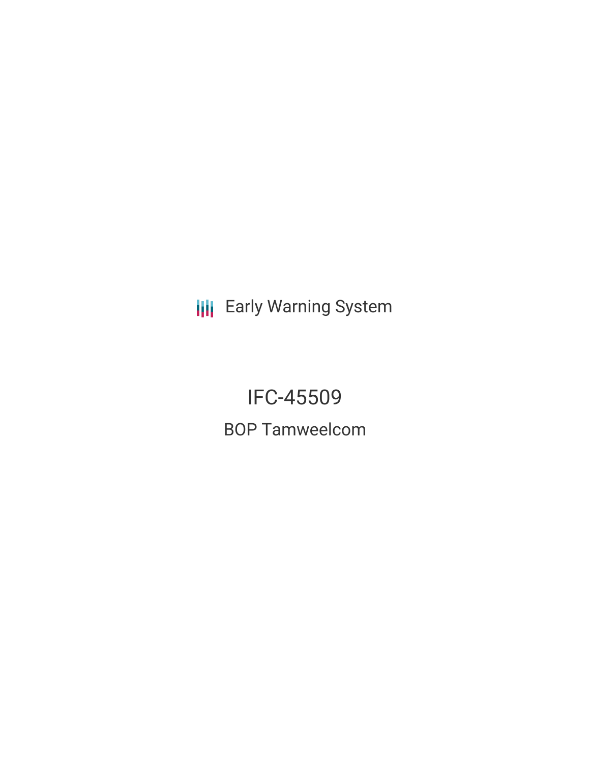Early Warning System

# IFC-45509

## BOP Tamweelcom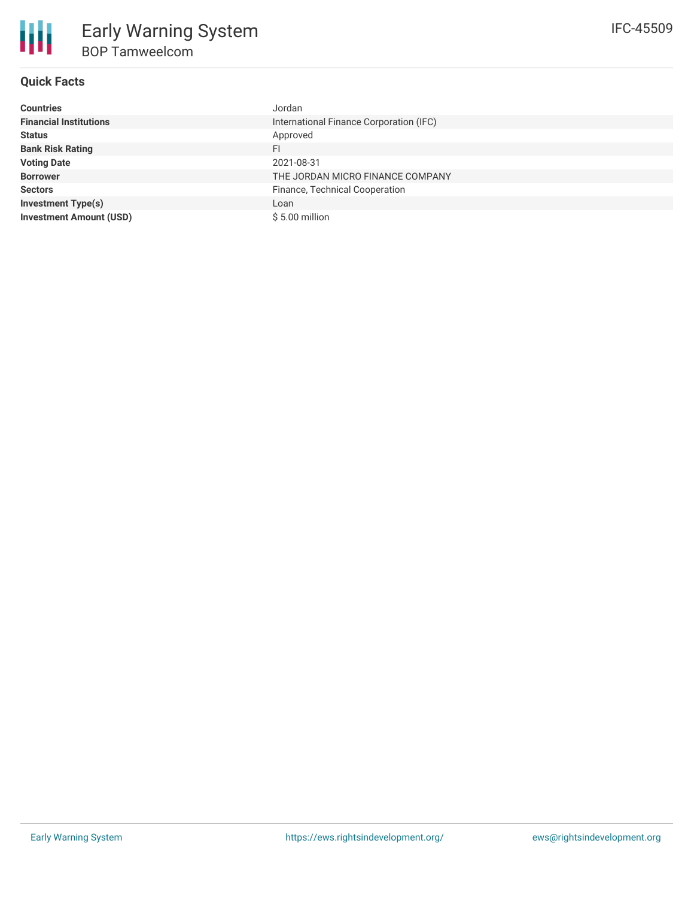# Early Warning System

## BOP Tamweelcom

IFC-45509

### Quick Facts

| | |
|---|---|
| **Countries** | Jordan |
| **Financial Institutions** | International Finance Corporation (IFC) |
| **Status** | Approved |
| **Bank Risk Rating** | FI |
| **Voting Date** | 2021-08-31 |
| **Borrower** | THE JORDAN MICRO FINANCE COMPANY |
| **Sectors** | Finance, Technical Cooperation |
| **Investment Type(s)** | Loan |
| **Investment Amount (USD)** | $ 5.00 million |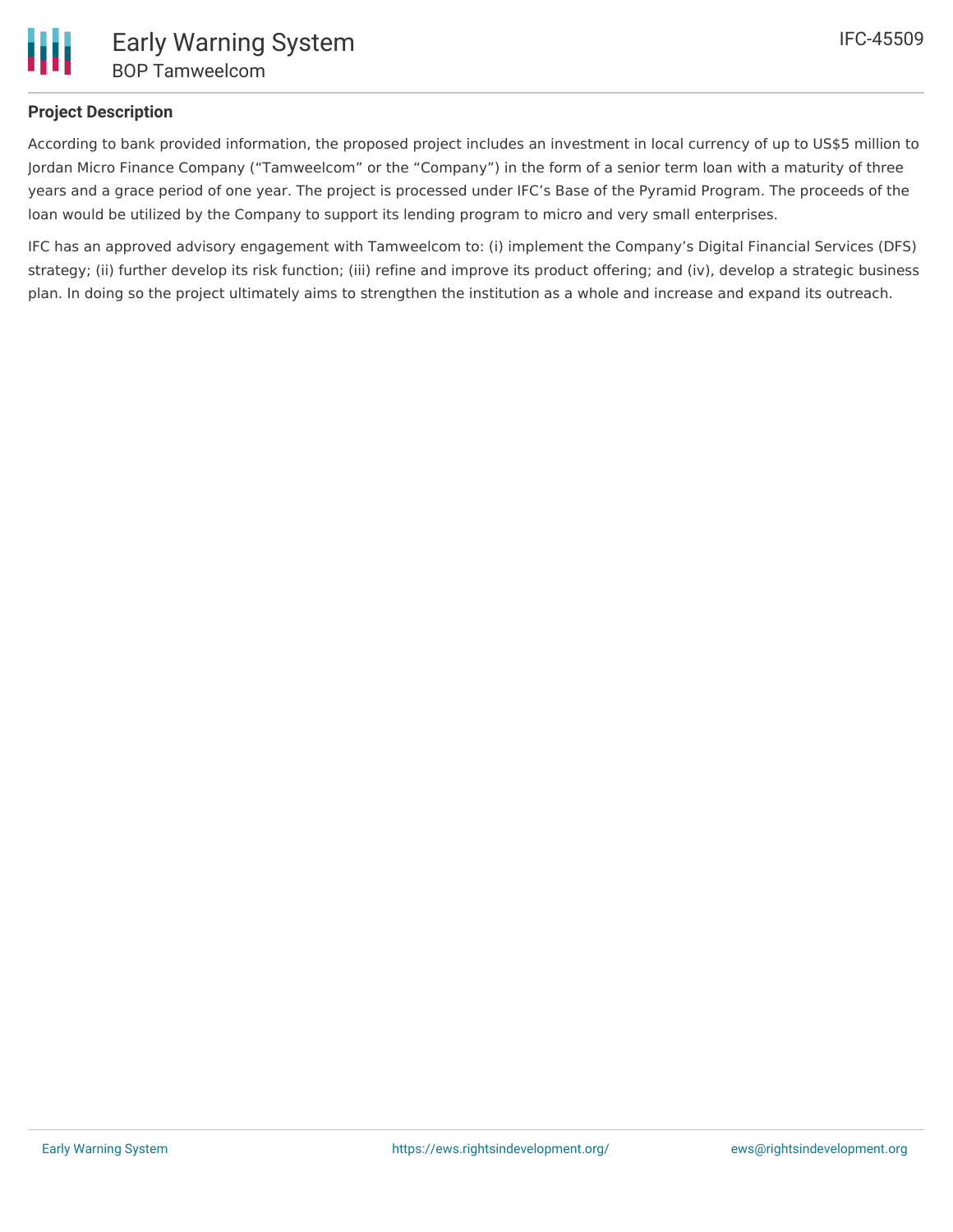## Project Description

According to bank provided information, the proposed project includes an investment in local currency of up to US$5 million to Jordan Micro Finance Company (“Tamweelcom” or the “Company”) in the form of a senior term loan with a maturity of three years and a grace period of one year. The project is processed under IFC’s Base of the Pyramid Program. The proceeds of the loan would be utilized by the Company to support its lending program to micro and very small enterprises.

IFC has an approved advisory engagement with Tamweelcom to: (i) implement the Company’s Digital Financial Services (DFS) strategy; (ii) further develop its risk function; (iii) refine and improve its product offering; and (iv), develop a strategic business plan. In doing so the project ultimately aims to strengthen the institution as a whole and increase and expand its outreach.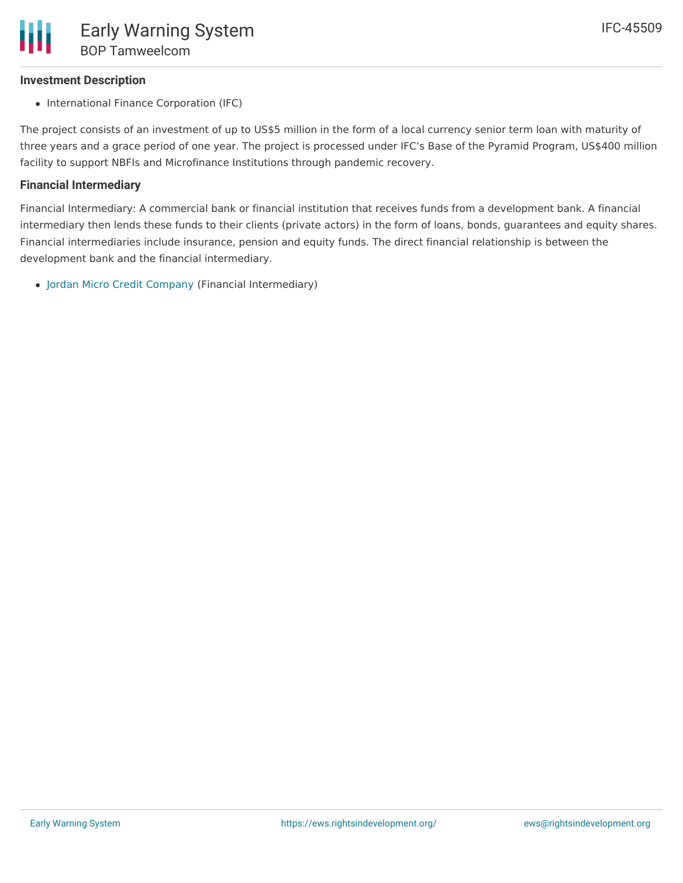### Investment Description

- International Finance Corporation (IFC)

The project consists of an investment of up to US$5 million in the form of a local currency senior term loan with maturity of three years and a grace period of one year. The project is processed under IFC's Base of the Pyramid Program, US$400 million facility to support NBFIs and Microfinance Institutions through pandemic recovery.

### Financial Intermediary

Financial Intermediary: A commercial bank or financial institution that receives funds from a development bank. A financial intermediary then lends these funds to their clients (private actors) in the form of loans, bonds, guarantees and equity shares. Financial intermediaries include insurance, pension and equity funds. The direct financial relationship is between the development bank and the financial intermediary.

- Jordan Micro Credit Company (Financial Intermediary)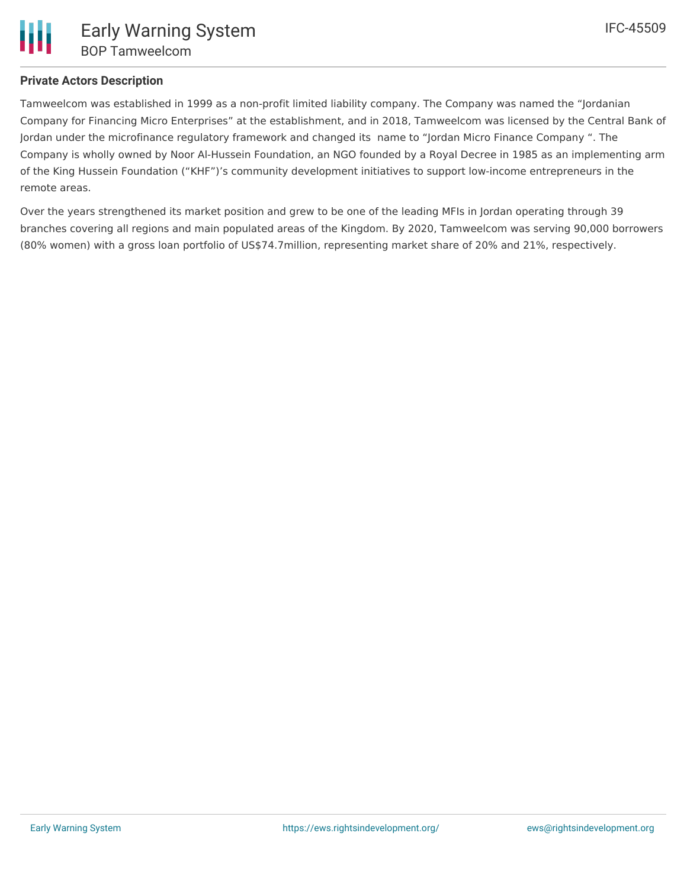**Private Actors Description**

Tamweelcom was established in 1999 as a non-profit limited liability company. The Company was named the “Jordanian Company for Financing Micro Enterprises” at the establishment, and in 2018, Tamweelcom was licensed by the Central Bank of Jordan under the microfinance regulatory framework and changed its name to “Jordan Micro Finance Company “. The Company is wholly owned by Noor Al-Hussein Foundation, an NGO founded by a Royal Decree in 1985 as an implementing arm of the King Hussein Foundation (“KHF”)’s community development initiatives to support low-income entrepreneurs in the remote areas.

Over the years strengthened its market position and grew to be one of the leading MFIs in Jordan operating through 39 branches covering all regions and main populated areas of the Kingdom. By 2020, Tamweelcom was serving 90,000 borrowers (80% women) with a gross loan portfolio of US$74.7million, representing market share of 20% and 21%, respectively.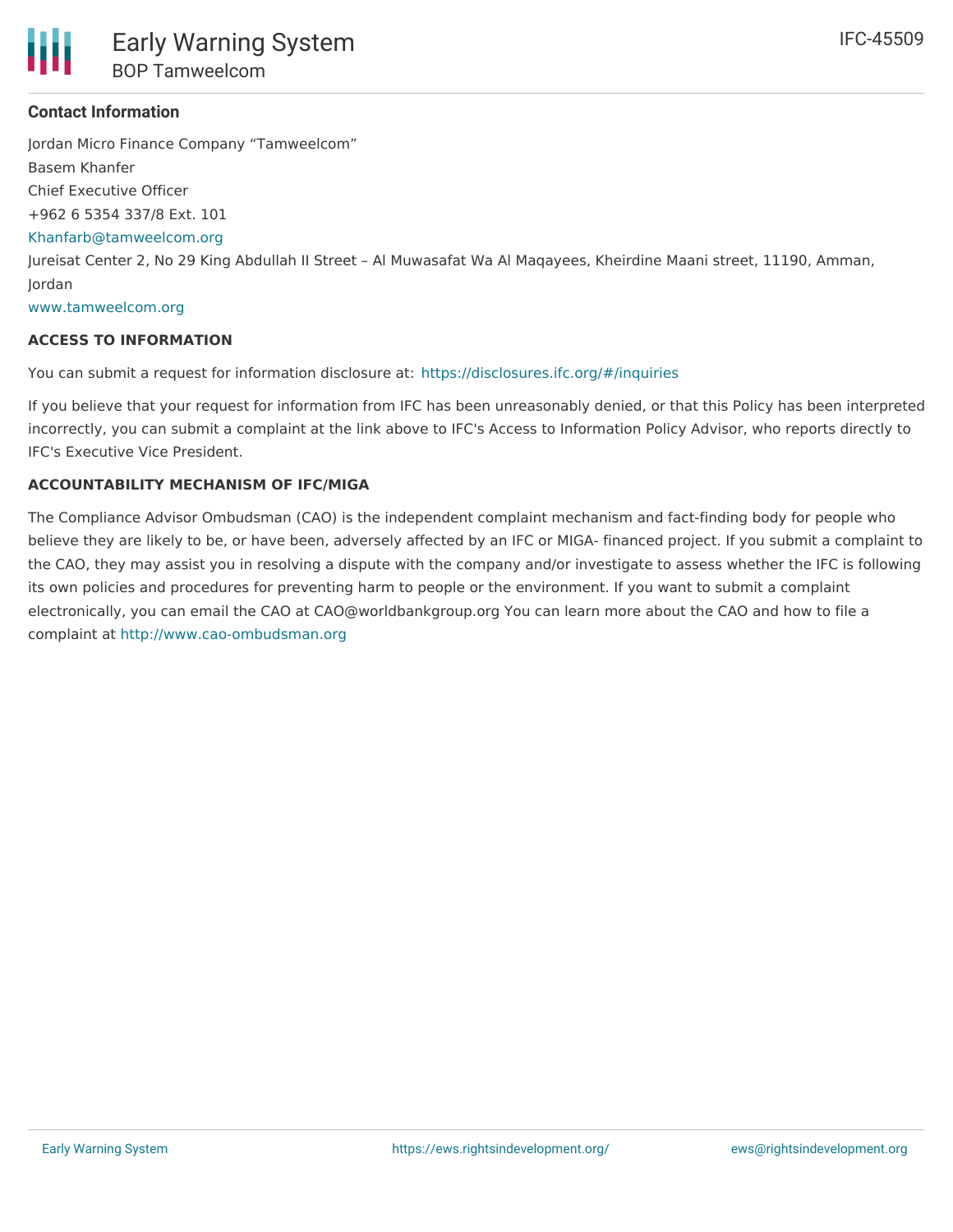**Contact Information**

Jordan Micro Finance Company “Tamweelcom”

Basem Khanfer

Chief Executive Officer

+962 6 5354 337/8 Ext. 101

Khanfarb@tamweelcom.org

Jureisat Center 2, No 29 King Abdullah II Street – Al Muwasafat Wa Al Maqayees, Kheirdine Maani street, 11190, Amman, Jordan

www.tamweelcom.org

**ACCESS TO INFORMATION**

You can submit a request for information disclosure at: https://disclosures.ifc.org/#/inquiries

If you believe that your request for information from IFC has been unreasonably denied, or that this Policy has been interpreted incorrectly, you can submit a complaint at the link above to IFC's Access to Information Policy Advisor, who reports directly to IFC's Executive Vice President.

**ACCOUNTABILITY MECHANISM OF IFC/MIGA**

The Compliance Advisor Ombudsman (CAO) is the independent complaint mechanism and fact-finding body for people who believe they are likely to be, or have been, adversely affected by an IFC or MIGA- financed project. If you submit a complaint to the CAO, they may assist you in resolving a dispute with the company and/or investigate to assess whether the IFC is following its own policies and procedures for preventing harm to people or the environment. If you want to submit a complaint electronically, you can email the CAO at CAO@worldbankgroup.org You can learn more about the CAO and how to file a complaint at http://www.cao-ombudsman.org